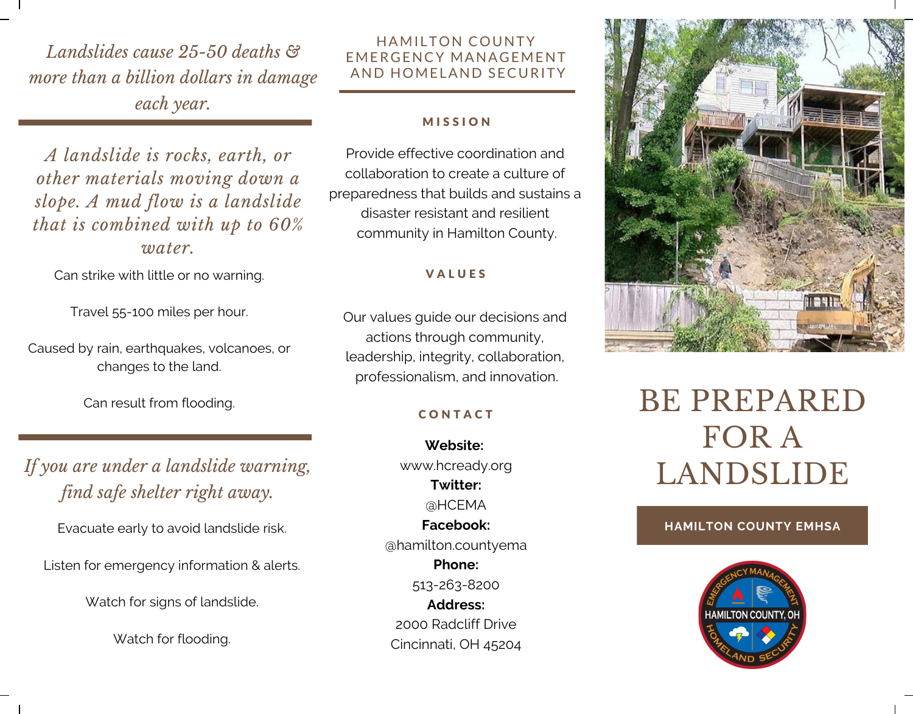*Landslides cause 25-50 deaths & more than a billion dollars in damage each year.*

*A landslide is rocks, earth, or other materials moving down a slope. A mud flow is a landslide that is combined with up to 60% water.*

Can strike with little or no warning.

Travel 55-100 miles per hour.

Caused by rain, earthquakes, volcanoes, or changes to the land.

Can result from flooding.

*If you are under a landslide warning, find safe shelter right away.*

Evacuate early to avoid landslide risk.

Listen for emergency information & alerts.

Watch for signs of landslide.

Watch for flooding.

## HAMILTON COUNTY EMERGENCY MANAGEMENT AND HOMELAND SECURITY

### MISSION

Provide effective coordination and collaboration to create a culture of preparedness that builds and sustains a disaster resistant and resilient community in Hamilton County.

### VALUES

Our values guide our decisions and actions through community, leadership, integrity, collaboration, professionalism, and innovation.

### CONTACT

**Website:**
www.hcready.org

**Twitter:**
@HCEMA

**Facebook:**
@hamilton.countyema

**Phone:**
513-263-8200

**Address:**
2000 Radcliff Drive
Cincinnati, OH 45204

# BE PREPARED FOR A LANDSLIDE

**HAMILTON COUNTY EMHSA**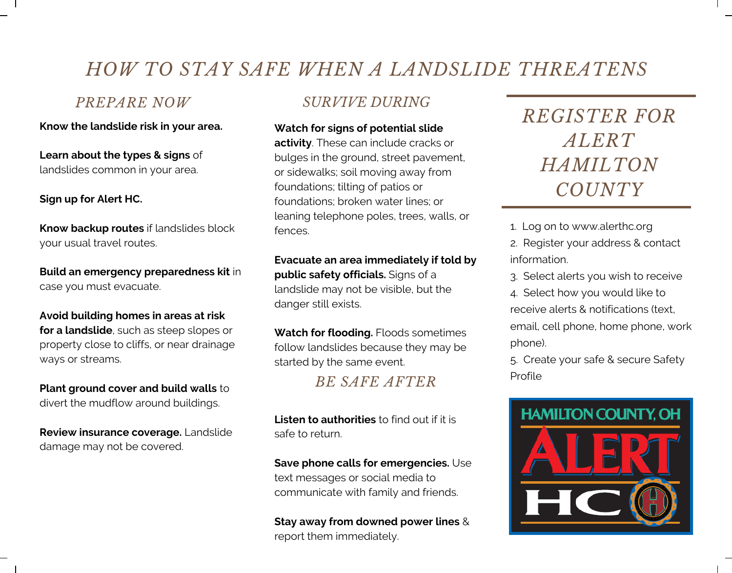# HOW TO STAY SAFE WHEN A LANDSLIDE THREATENS

## PREPARE NOW

**Know the landslide risk in your area.**

**Learn about the types & signs** of landslides common in your area.

**Sign up for Alert HC.**

**Know backup routes** if landslides block your usual travel routes.

**Build an emergency preparedness kit** in case you must evacuate.

**Avoid building homes in areas at risk for a landslide**, such as steep slopes or property close to cliffs, or near drainage ways or streams.

**Plant ground cover and build walls** to divert the mudflow around buildings.

**Review insurance coverage.** Landslide damage may not be covered.

## SURVIVE DURING

**Watch for signs of potential slide activity**. These can include cracks or bulges in the ground, street pavement, or sidewalks; soil moving away from foundations; tilting of patios or foundations; broken water lines; or leaning telephone poles, trees, walls, or fences.

**Evacuate an area immediately if told by public safety officials.** Signs of a landslide may not be visible, but the danger still exists.

**Watch for flooding.** Floods sometimes follow landslides because they may be started by the same event.

## BE SAFE AFTER

**Listen to authorities** to find out if it is safe to return.

**Save phone calls for emergencies.** Use text messages or social media to communicate with family and friends.

**Stay away from downed power lines** & report them immediately.

## REGISTER FOR ALERT HAMILTON COUNTY

1. Log on to www.alerthc.org
2. Register your address & contact information.
3. Select alerts you wish to receive
4. Select how you would like to receive alerts & notifications (text, email, cell phone, home phone, work phone).
5. Create your safe & secure Safety Profile

HAMILTON COUNTY, OH
ALERT
HC